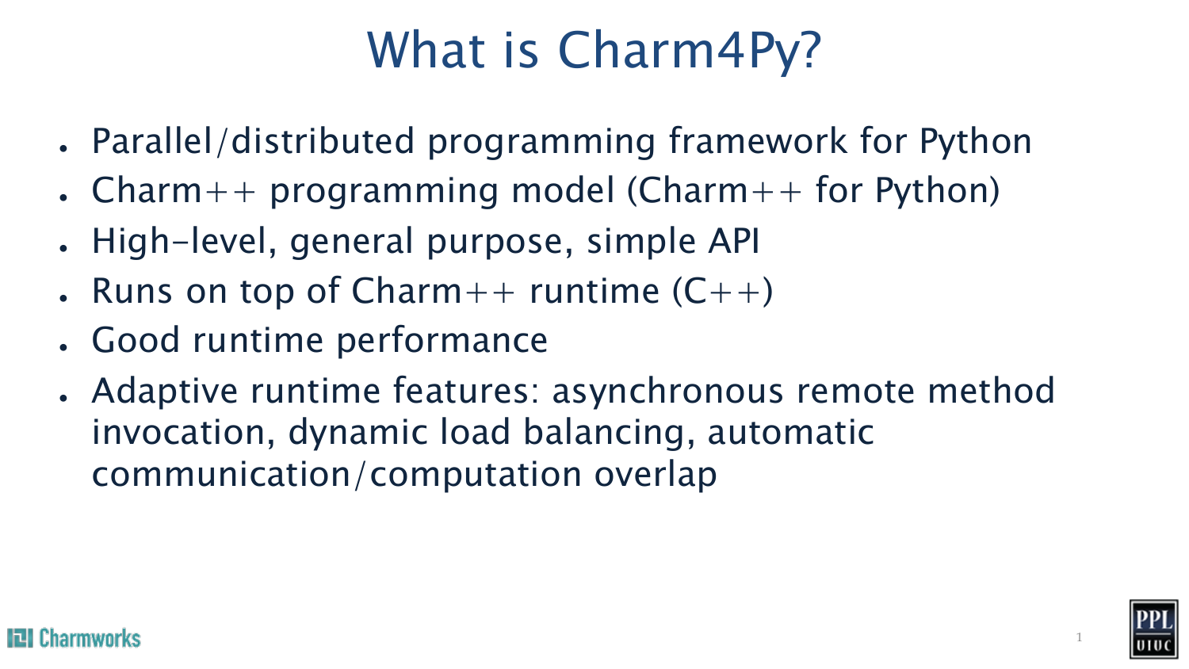# What is Charm4Py?

- Parallel/distributed programming framework for Python
- Charm++ programming model (Charm++ for Python)
- High-level, general purpose, simple API
- Runs on top of Charm++ runtime (C++)
- Good runtime performance
- Adaptive runtime features: asynchronous remote method invocation, dynamic load balancing, automatic communication/computation overlap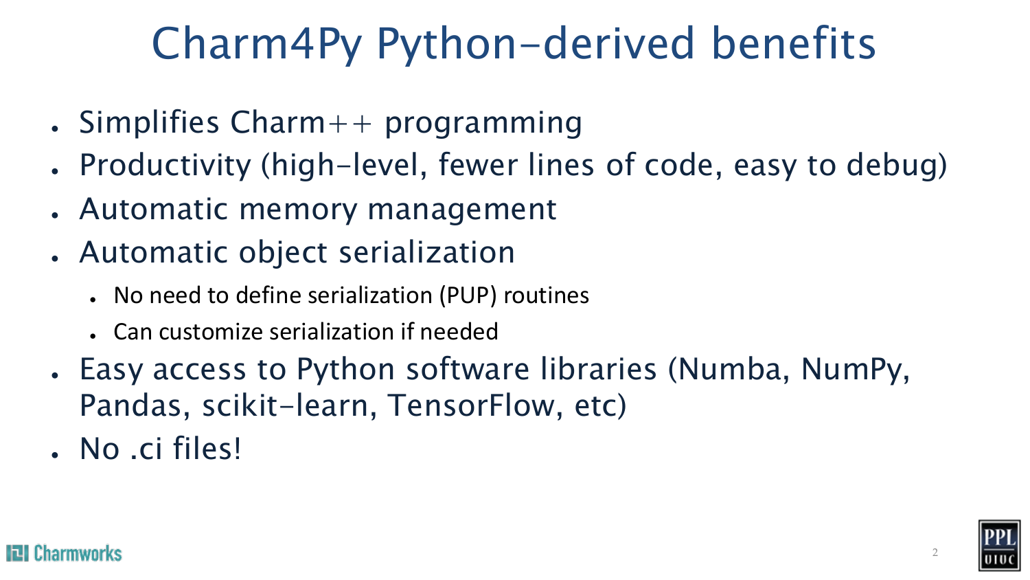# Charm4Py Python-derived benefits

- Simplifies Charm++ programming
- Productivity (high-level, fewer lines of code, easy to debug)
- Automatic memory management
- Automatic object serialization
  - No need to define serialization (PUP) routines
  - Can customize serialization if needed
- Easy access to Python software libraries (Numba, NumPy, Pandas, scikit-learn, TensorFlow, etc)
- No .ci files!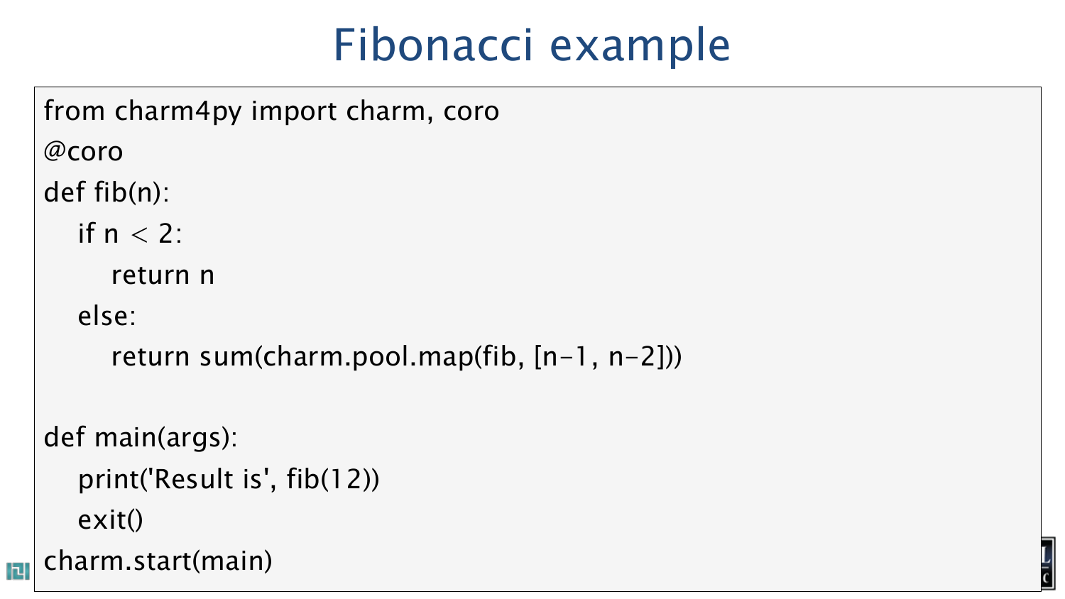# Fibonacci example

```
from charm4py import charm, coro
@coro
def fib(n):
    if n < 2:
        return n
    else:
        return sum(charm.pool.map(fib, [n-1, n-2]))

def main(args):
    print('Result is', fib(12))
    exit()
charm.start(main)
```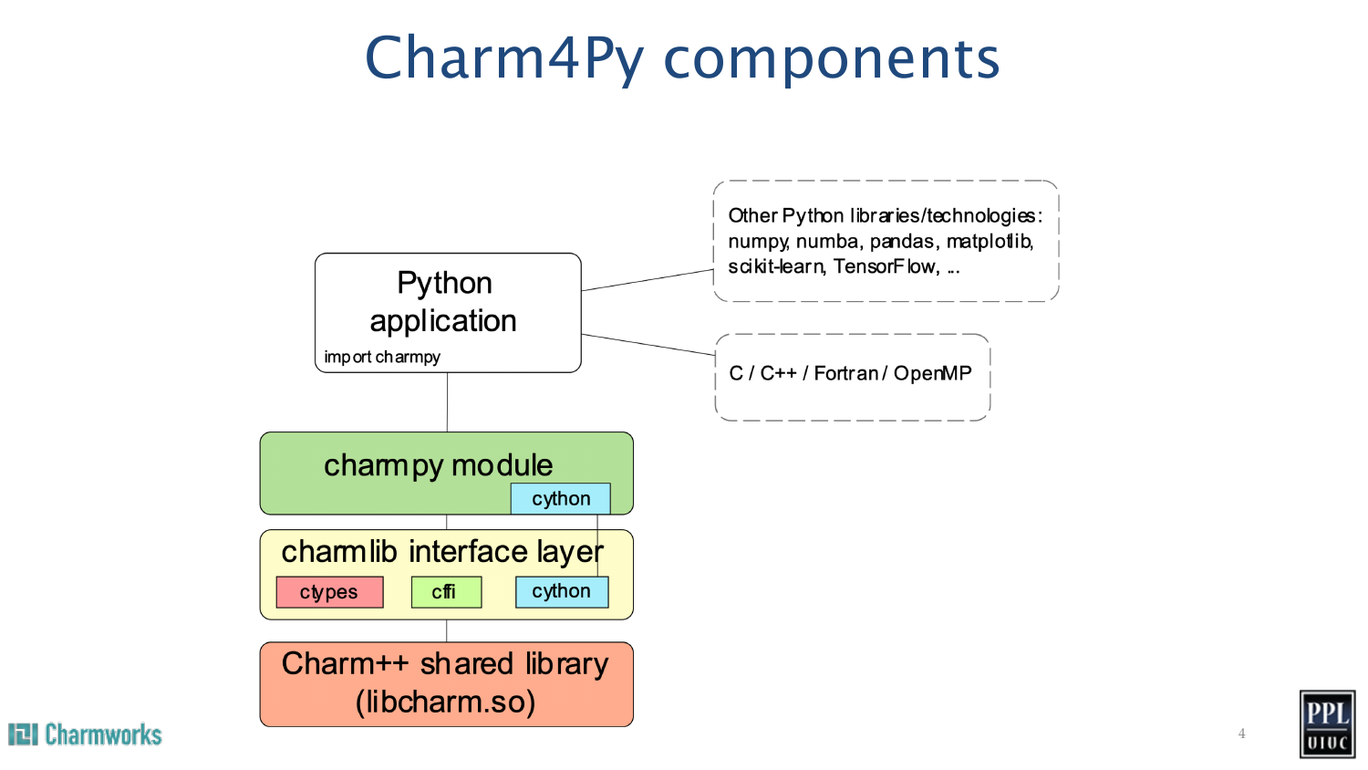# Charm4Py components

Python application

import charmpy

Other Python libraries/technologies: numpy, numba, pandas, matplotlib, scikit-learn, TensorFlow, ...

C / C++ / Fortran / OpenMP

charmpy module

cython

charmlib interface layer

ctypes

cffi

cython

Charm++ shared library (libcharm.so)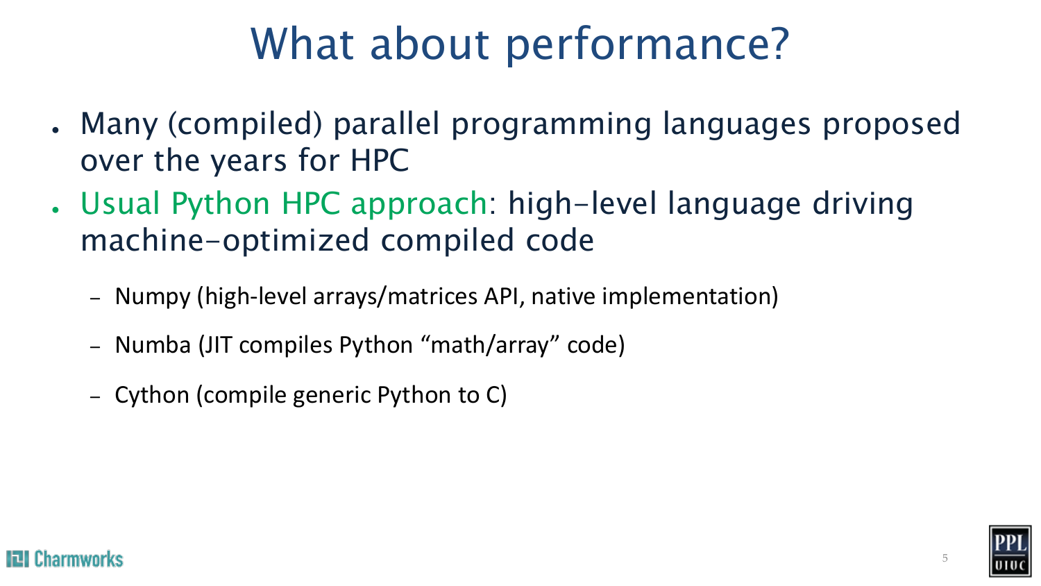# What about performance?

- Many (compiled) parallel programming languages proposed over the years for HPC
- Usual Python HPC approach: high-level language driving machine-optimized compiled code
  - Numpy (high-level arrays/matrices API, native implementation)
  - Numba (JIT compiles Python “math/array” code)
  - Cython (compile generic Python to C)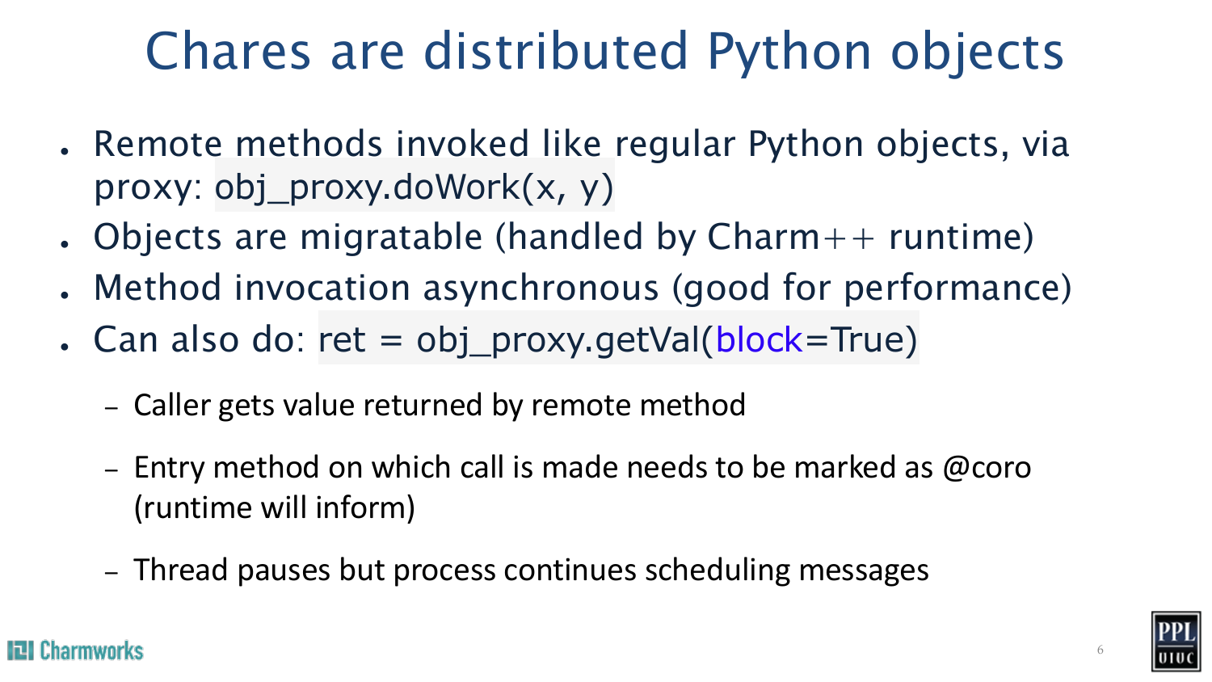# Chares are distributed Python objects

- Remote methods invoked like regular Python objects, via proxy: `obj_proxy.doWork(x, y)`
- Objects are migratable (handled by Charm++ runtime)
- Method invocation asynchronous (good for performance)
- Can also do: `ret = obj_proxy.getVal(block=True)`
  - Caller gets value returned by remote method
  - Entry method on which call is made needs to be marked as @coro (runtime will inform)
  - Thread pauses but process continues scheduling messages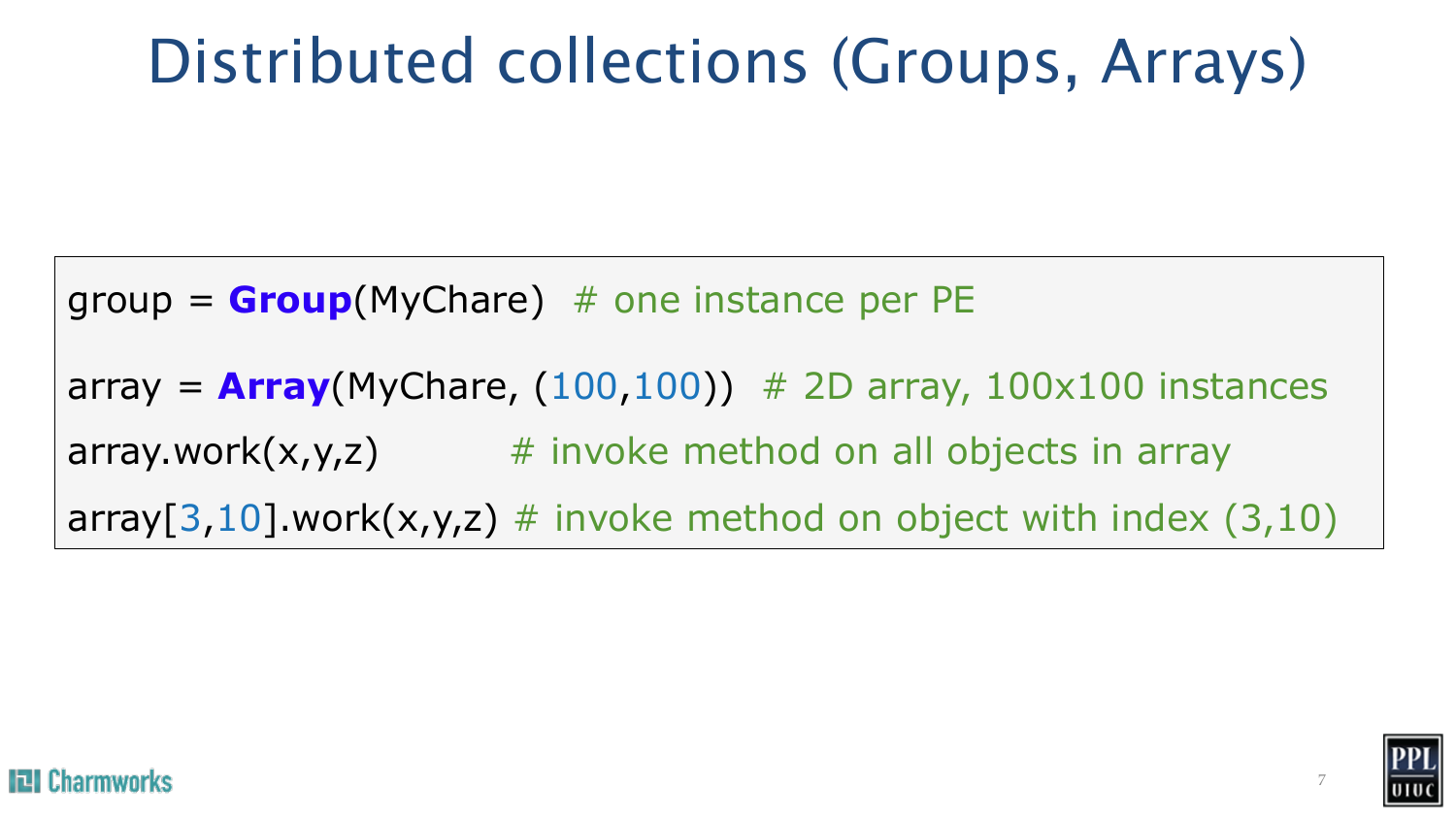# Distributed collections (Groups, Arrays)

```
group = Group(MyChare)  # one instance per PE

array = Array(MyChare, (100,100))  # 2D array, 100x100 instances
array.work(x,y,z)          # invoke method on all objects in array
array[3,10].work(x,y,z) # invoke method on object with index (3,10)
```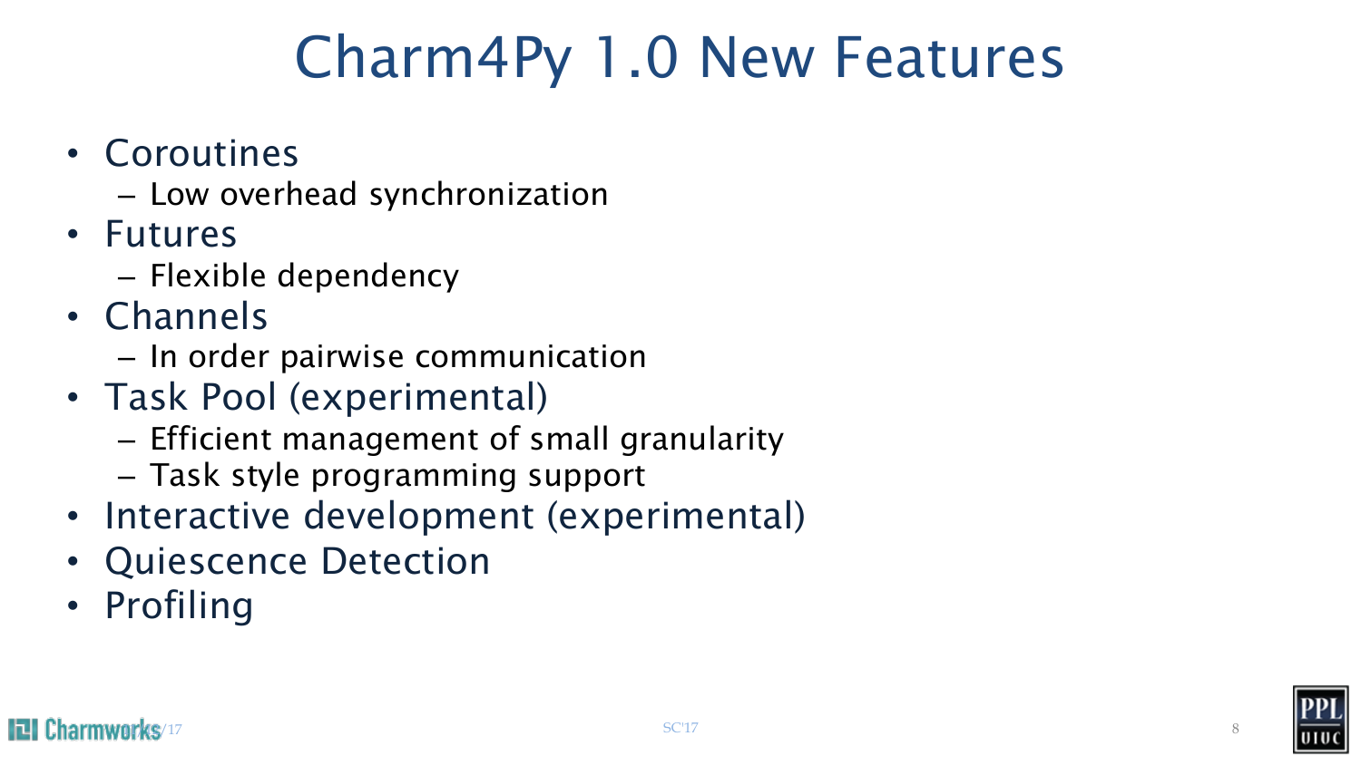# Charm4Py 1.0 New Features

- Coroutines
  - Low overhead synchronization
- Futures
  - Flexible dependency
- Channels
  - In order pairwise communication
- Task Pool (experimental)
  - Efficient management of small granularity
  - Task style programming support
- Interactive development (experimental)
- Quiescence Detection
- Profiling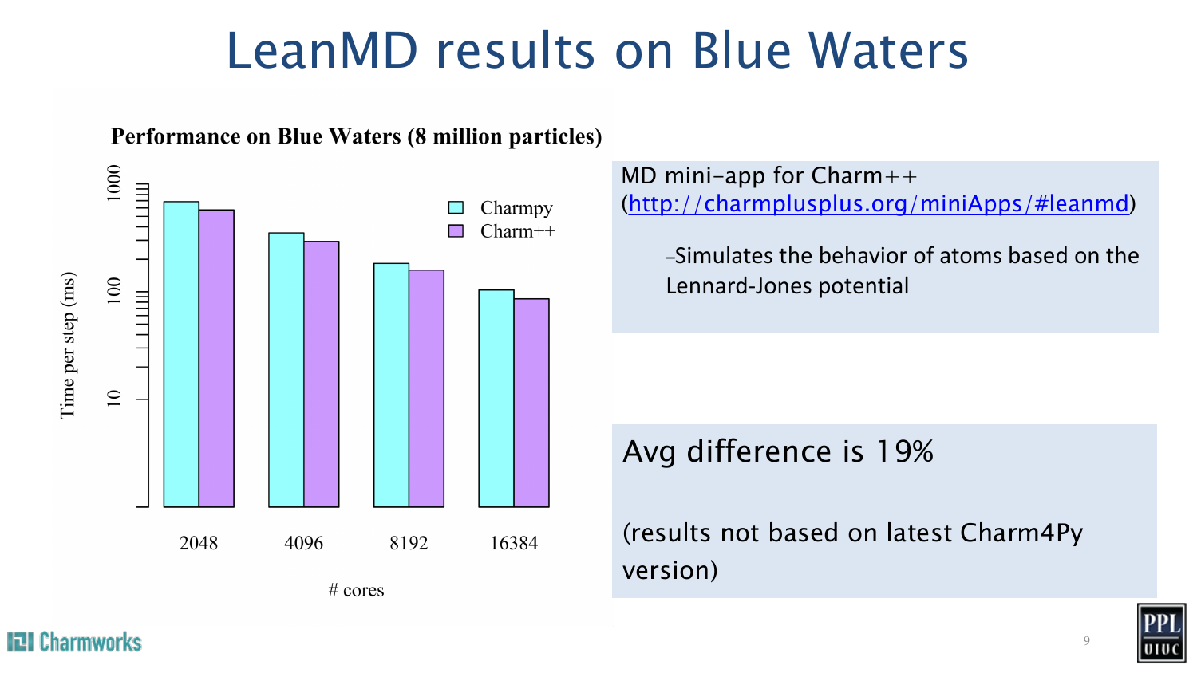# LeanMD results on Blue Waters

**Performance on Blue Waters (8 million particles)**

Time per step (ms)

Charmpy
Charm++

2048 4096 8192 16384

# cores

MD mini-app for Charm++ ([http://charmplusplus.org/miniApps/#leanmd](http://charmplusplus.org/miniApps/#leanmd))

- Simulates the behavior of atoms based on the Lennard-Jones potential

Avg difference is 19%

(results not based on latest Charm4Py version)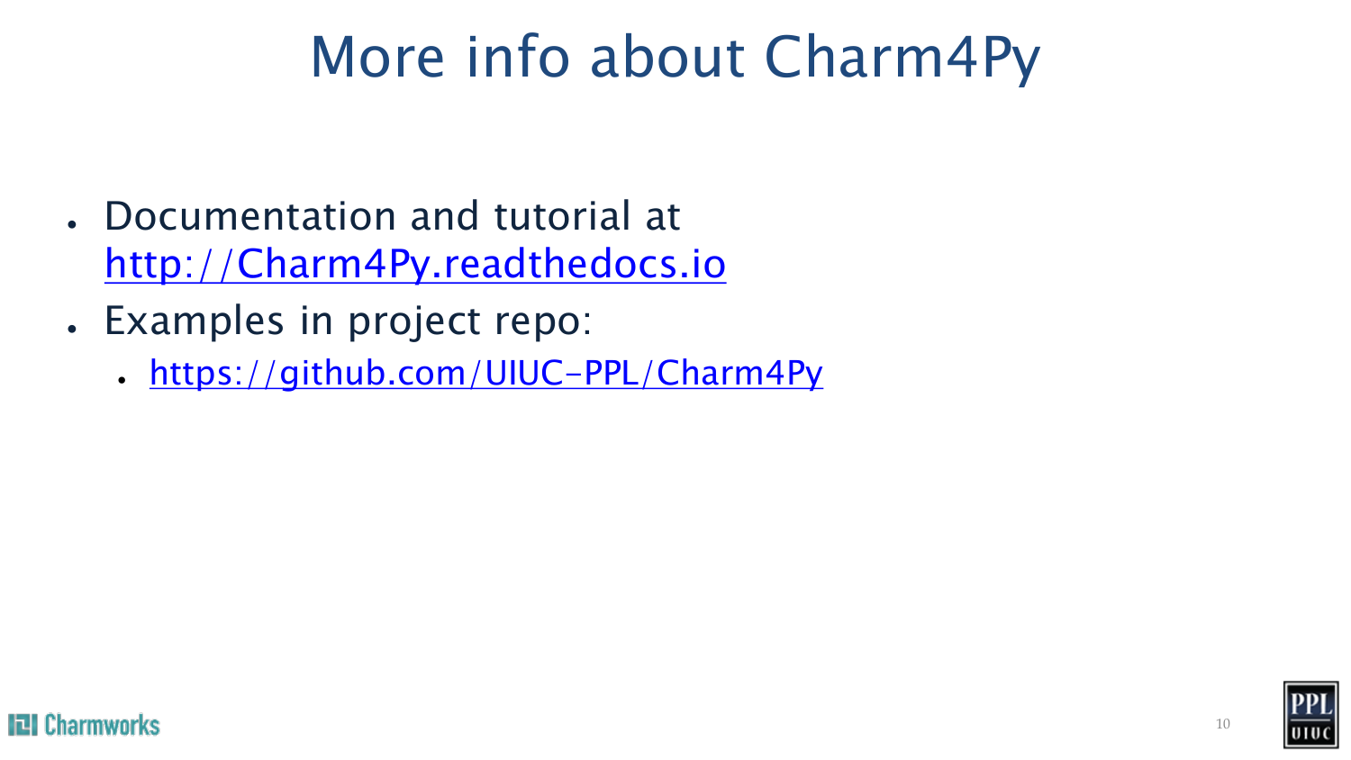# More info about Charm4Py

- Documentation and tutorial at [http://Charm4Py.readthedocs.io](http://Charm4Py.readthedocs.io)
- Examples in project repo:
  - [https://github.com/UIUC-PPL/Charm4Py](https://github.com/UIUC-PPL/Charm4Py)